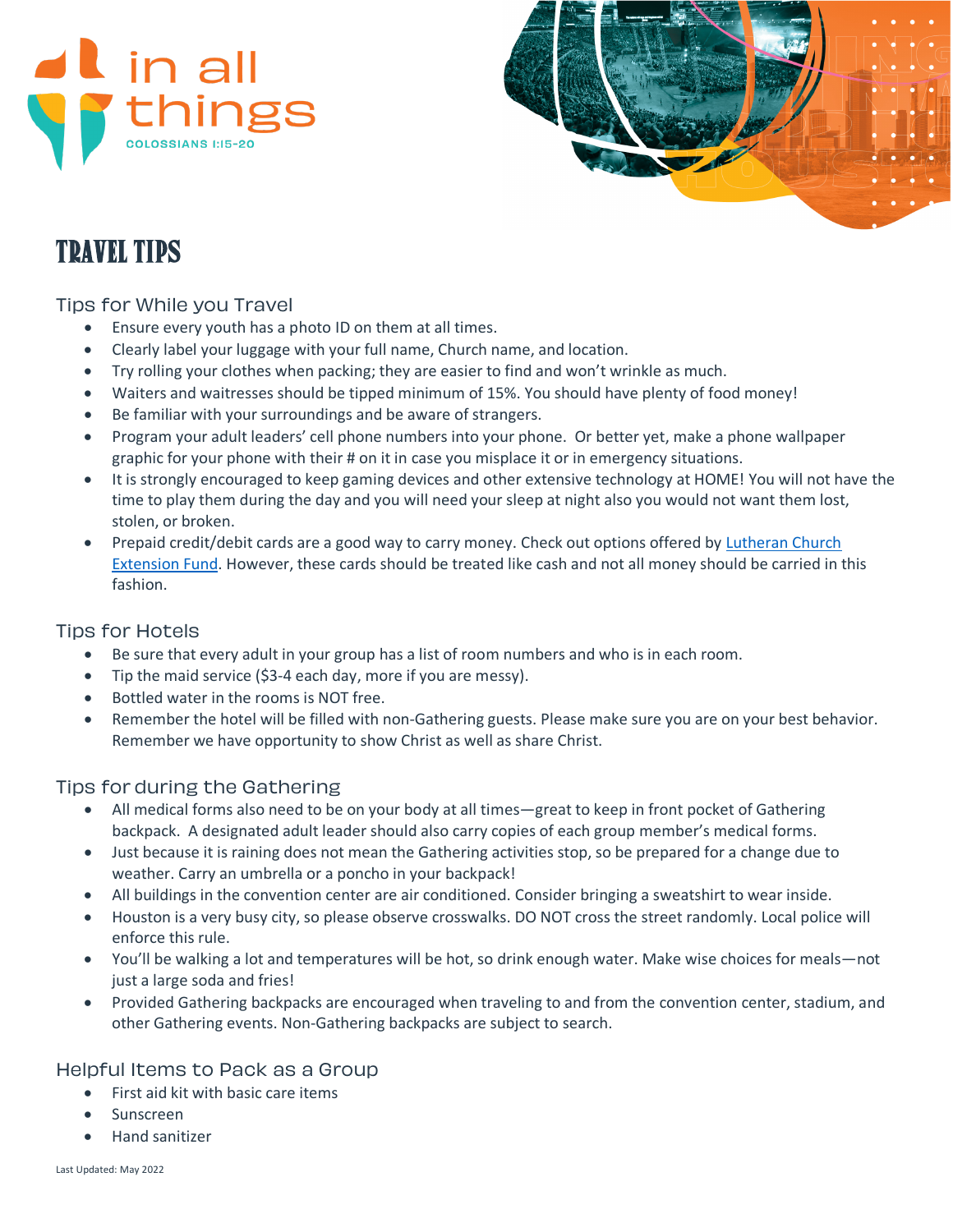in all things

COLOSSIANS 1:15-20

# TRAVEL TIPS

## Tips for While you Travel

- Ensure every youth has a photo ID on them at all times.
- Clearly label your luggage with your full name, Church name, and location.
- Try rolling your clothes when packing; they are easier to find and won't wrinkle as much.
- Waiters and waitresses should be tipped minimum of 15%. You should have plenty of food money!
- Be familiar with your surroundings and be aware of strangers.
- Program your adult leaders' cell phone numbers into your phone. Or better yet, make a phone wallpaper graphic for your phone with their # on it in case you misplace it or in emergency situations.
- It is strongly encouraged to keep gaming devices and other extensive technology at HOME! You will not have the time to play them during the day and you will need your sleep at night also you would not want them lost, stolen, or broken.
- Prepaid credit/debit cards are a good way to carry money. Check out options offered by Lutheran Church Extension Fund. However, these cards should be treated like cash and not all money should be carried in this fashion.

## Tips for Hotels

- Be sure that every adult in your group has a list of room numbers and who is in each room.
- Tip the maid service ($3-4 each day, more if you are messy).
- Bottled water in the rooms is NOT free.
- Remember the hotel will be filled with non-Gathering guests. Please make sure you are on your best behavior. Remember we have opportunity to show Christ as well as share Christ.

## Tips for during the Gathering

- All medical forms also need to be on your body at all times—great to keep in front pocket of Gathering backpack. A designated adult leader should also carry copies of each group member's medical forms.
- Just because it is raining does not mean the Gathering activities stop, so be prepared for a change due to weather. Carry an umbrella or a poncho in your backpack!
- All buildings in the convention center are air conditioned. Consider bringing a sweatshirt to wear inside.
- Houston is a very busy city, so please observe crosswalks. DO NOT cross the street randomly. Local police will enforce this rule.
- You'll be walking a lot and temperatures will be hot, so drink enough water. Make wise choices for meals—not just a large soda and fries!
- Provided Gathering backpacks are encouraged when traveling to and from the convention center, stadium, and other Gathering events. Non-Gathering backpacks are subject to search.

## Helpful Items to Pack as a Group

- First aid kit with basic care items
- Sunscreen
- Hand sanitizer

Last Updated: May 2022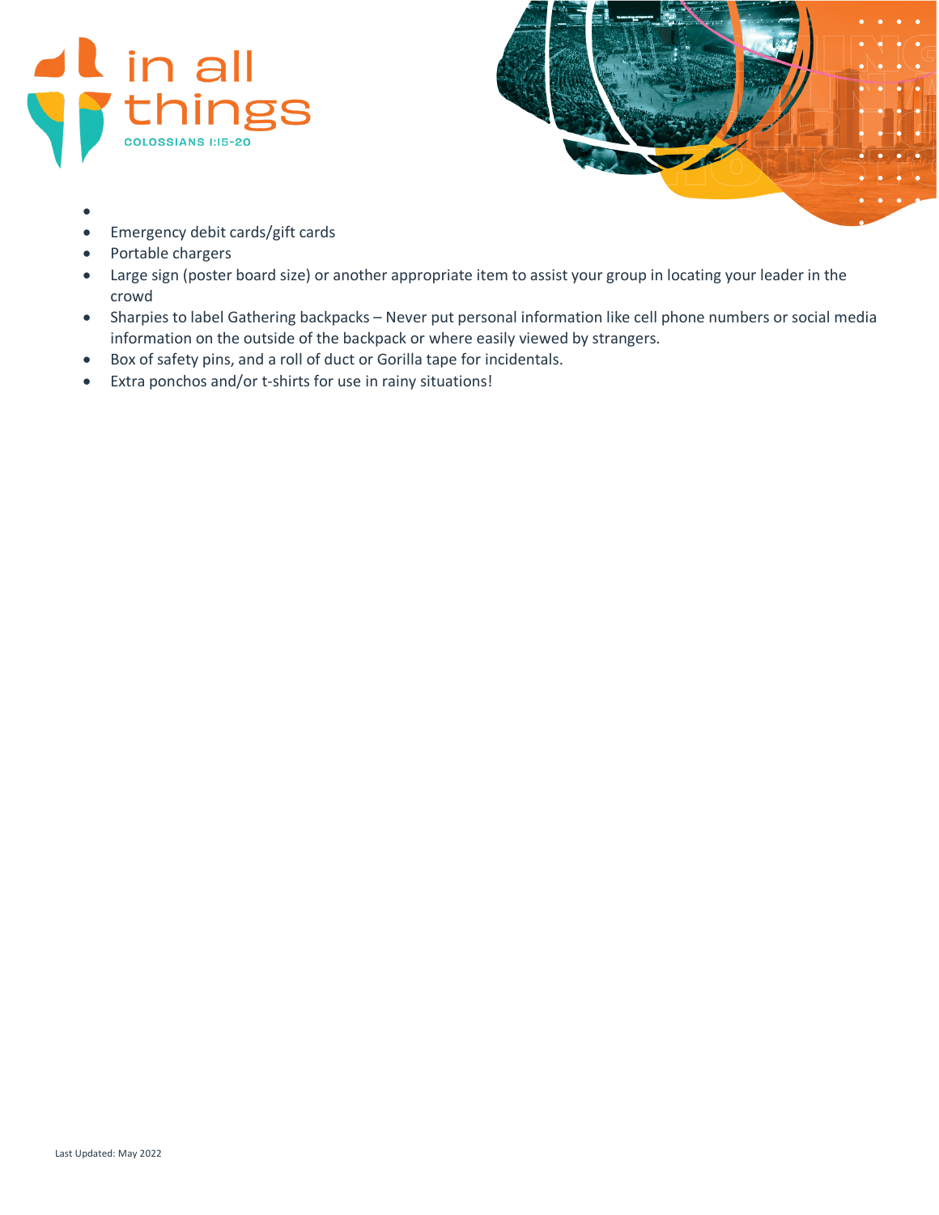- 
- Emergency debit cards/gift cards
- Portable chargers
- Large sign (poster board size) or another appropriate item to assist your group in locating your leader in the crowd
- Sharpies to label Gathering backpacks – Never put personal information like cell phone numbers or social media information on the outside of the backpack or where easily viewed by strangers.
- Box of safety pins, and a roll of duct or Gorilla tape for incidentals.
- Extra ponchos and/or t-shirts for use in rainy situations!

Last Updated: May 2022